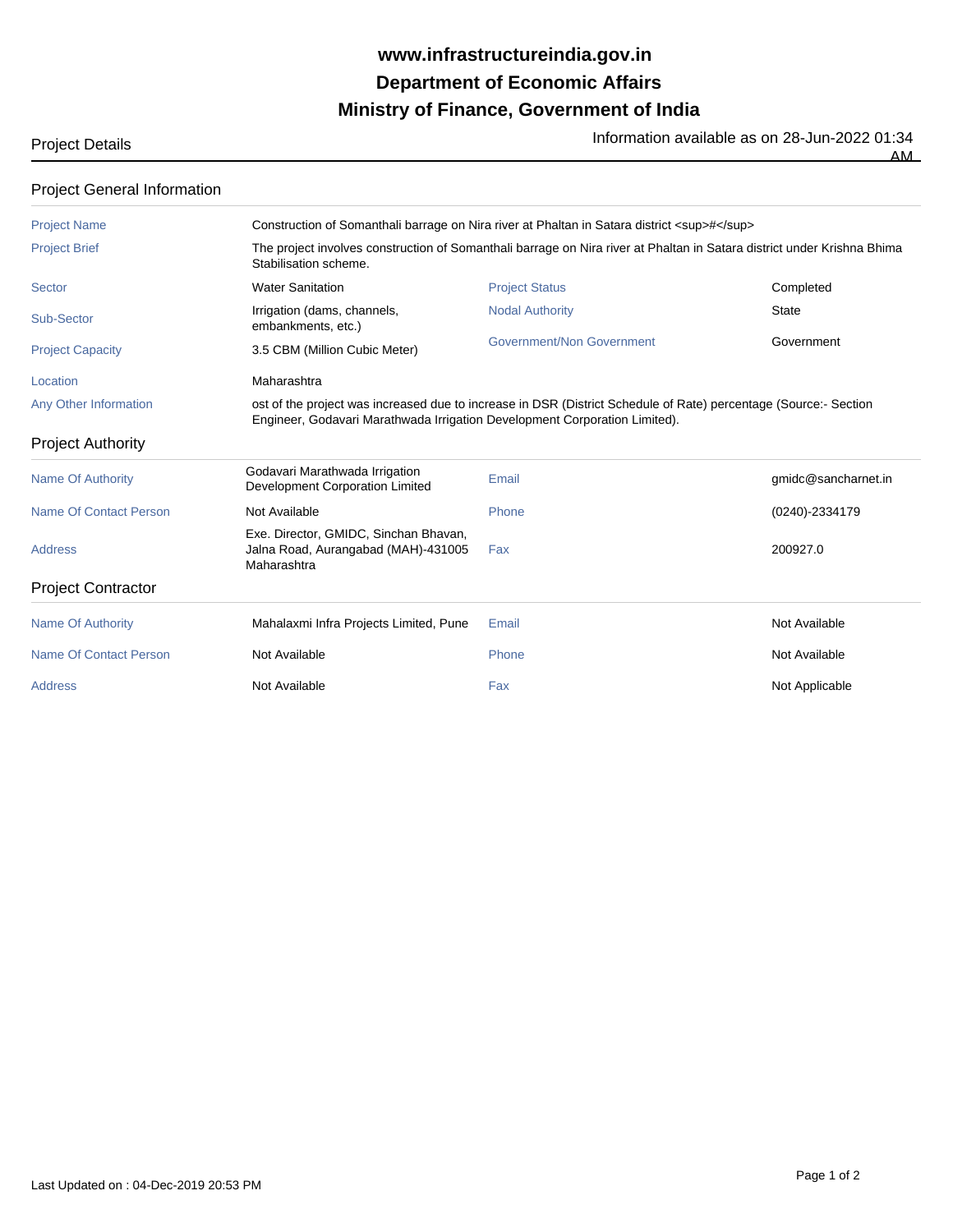# www.infrastructureindia.gov.in
# Department of Economic Affairs
# Ministry of Finance, Government of India

Project Details

Information available as on 28-Jun-2022 01:34 AM

## Project General Information

| | | | |
|---|---|---|---|
| Project Name | Construction of Somanthali barrage on Nira river at Phaltan in Satara district <sup>#</sup> | | |
| Project Brief | The project involves construction of Somanthali barrage on Nira river at Phaltan in Satara district under Krishna Bhima Stabilisation scheme. | | |
| Sector | Water Sanitation | Project Status | Completed |
| Sub-Sector | Irrigation (dams, channels, embankments, etc.) | Nodal Authority | State |
| Project Capacity | 3.5 CBM (Million Cubic Meter) | Government/Non Government | Government |
| Location | Maharashtra | | |
| Any Other Information | ost of the project was increased due to increase in DSR (District Schedule of Rate) percentage (Source:- Section Engineer, Godavari Marathwada Irrigation Development Corporation Limited). | | |

## Project Authority

| | | | |
|---|---|---|---|
| Name Of Authority | Godavari Marathwada Irrigation Development Corporation Limited | Email | gmidc@sancharnet.in |
| Name Of Contact Person | Not Available | Phone | (0240)-2334179 |
| Address | Exe. Director, GMIDC, Sinchan Bhavan, Jalna Road, Aurangabad (MAH)-431005 Maharashtra | Fax | 200927.0 |

## Project Contractor

| | | | |
|---|---|---|---|
| Name Of Authority | Mahalaxmi Infra Projects Limited, Pune | Email | Not Available |
| Name Of Contact Person | Not Available | Phone | Not Available |
| Address | Not Available | Fax | Not Applicable |

Last Updated on : 04-Dec-2019 20:53 PM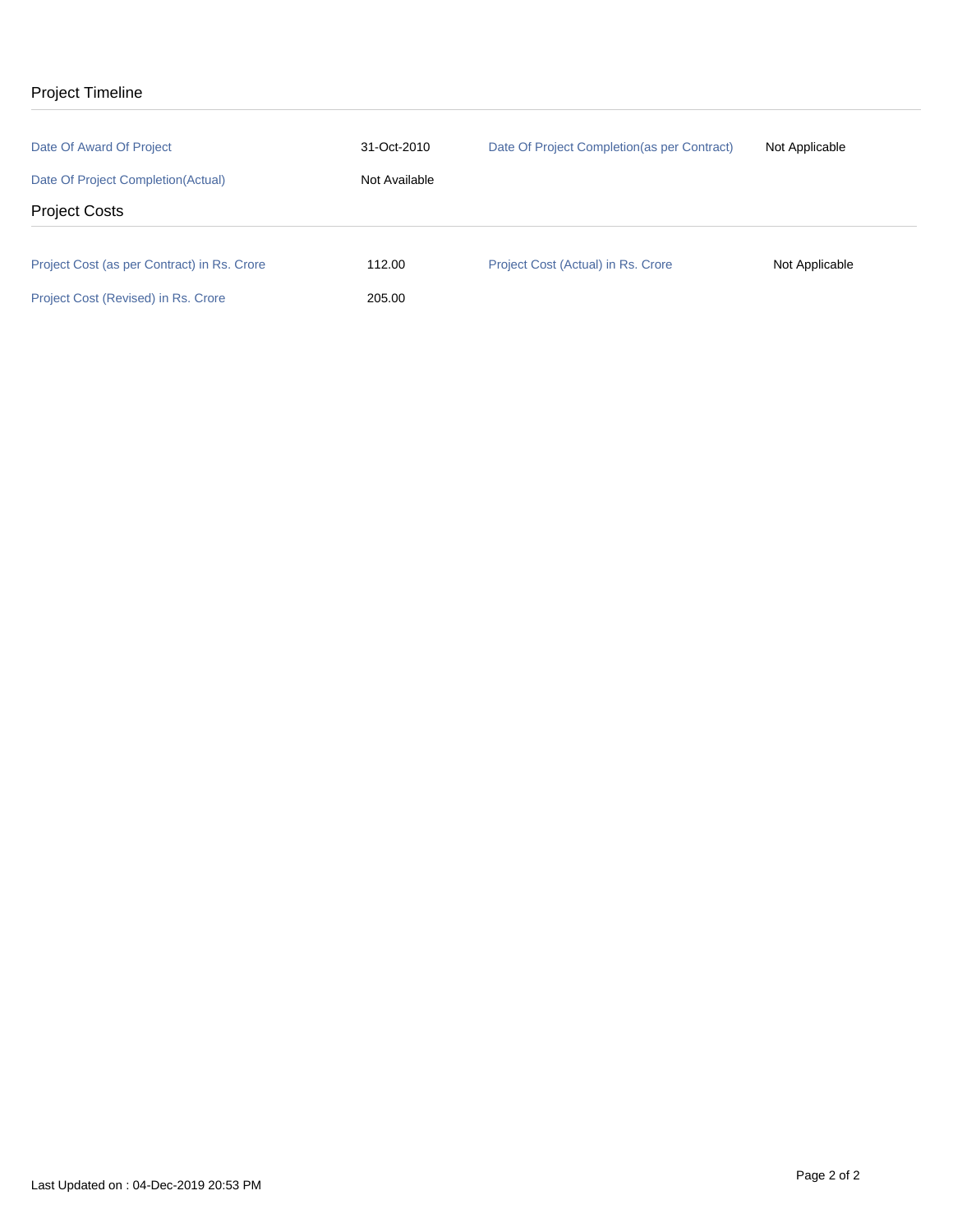## Project Timeline

| | | | |
|---|---|---|---|
| Date Of Award Of Project | 31-Oct-2010 | Date Of Project Completion(as per Contract) | Not Applicable |
| Date Of Project Completion(Actual) | Not Available | | |

## Project Costs

| | | | |
|---|---|---|---|
| Project Cost (as per Contract) in Rs. Crore | 112.00 | Project Cost (Actual) in Rs. Crore | Not Applicable |
| Project Cost (Revised) in Rs. Crore | 205.00 | | |

Last Updated on : 04-Dec-2019 20:53 PM